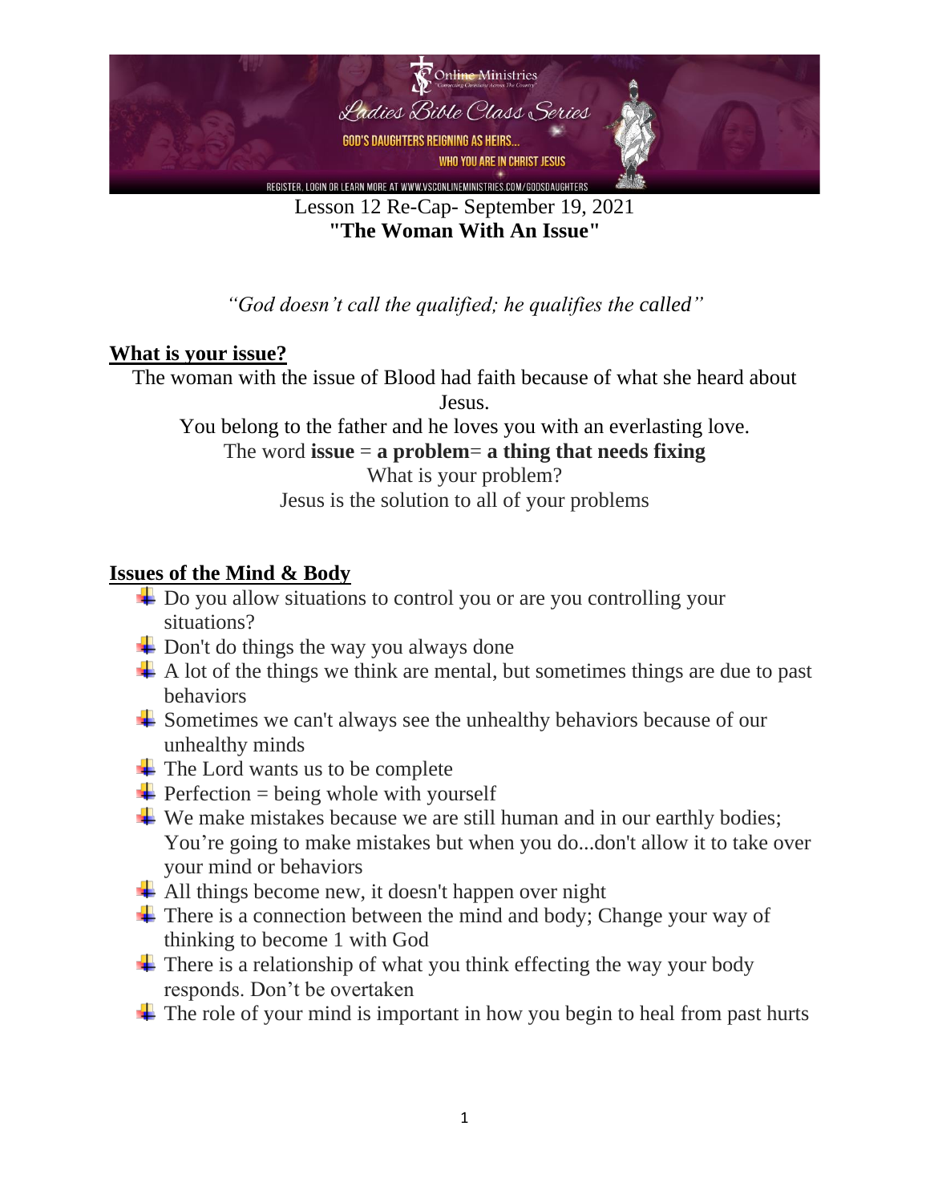Lesson 12 Re-Cap- September 19, 2021

**"The Woman With An Issue"**

*"God doesn't call the qualified; he qualifies the called"*

## What is your issue?

The woman with the issue of Blood had faith because of what she heard about Jesus.

You belong to the father and he loves you with an everlasting love.

The word **issue** = **a problem**= **a thing that needs fixing**

What is your problem?

Jesus is the solution to all of your problems

## Issues of the Mind & Body

- Do you allow situations to control you or are you controlling your situations?
- Don't do things the way you always done
- A lot of the things we think are mental, but sometimes things are due to past behaviors
- Sometimes we can't always see the unhealthy behaviors because of our unhealthy minds
- The Lord wants us to be complete
- Perfection = being whole with yourself
- We make mistakes because we are still human and in our earthly bodies; You're going to make mistakes but when you do...don't allow it to take over your mind or behaviors
- All things become new, it doesn't happen over night
- There is a connection between the mind and body; Change your way of thinking to become 1 with God
- There is a relationship of what you think effecting the way your body responds. Don't be overtaken
- The role of your mind is important in how you begin to heal from past hurts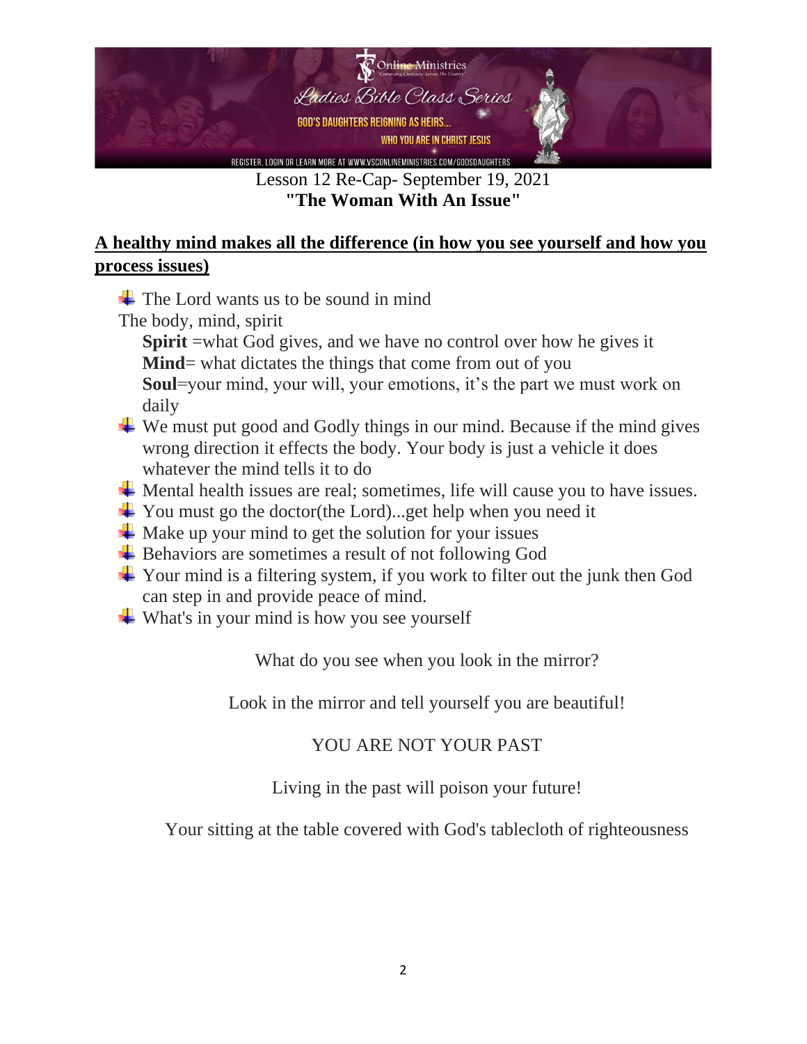Lesson 12 Re-Cap- September 19, 2021

**"The Woman With An Issue"**

## A healthy mind makes all the difference (in how you see yourself and how you process issues)

- The Lord wants us to be sound in mind

  The body, mind, spirit

  **Spirit** =what God gives, and we have no control over how he gives it

  **Mind**= what dictates the things that come from out of you

  **Soul**=your mind, your will, your emotions, it's the part we must work on daily

- We must put good and Godly things in our mind. Because if the mind gives wrong direction it effects the body. Your body is just a vehicle it does whatever the mind tells it to do
- Mental health issues are real; sometimes, life will cause you to have issues.
- You must go the doctor(the Lord)...get help when you need it
- Make up your mind to get the solution for your issues
- Behaviors are sometimes a result of not following God
- Your mind is a filtering system, if you work to filter out the junk then God can step in and provide peace of mind.
- What's in your mind is how you see yourself

What do you see when you look in the mirror?

Look in the mirror and tell yourself you are beautiful!

YOU ARE NOT YOUR PAST

Living in the past will poison your future!

Your sitting at the table covered with God's tablecloth of righteousness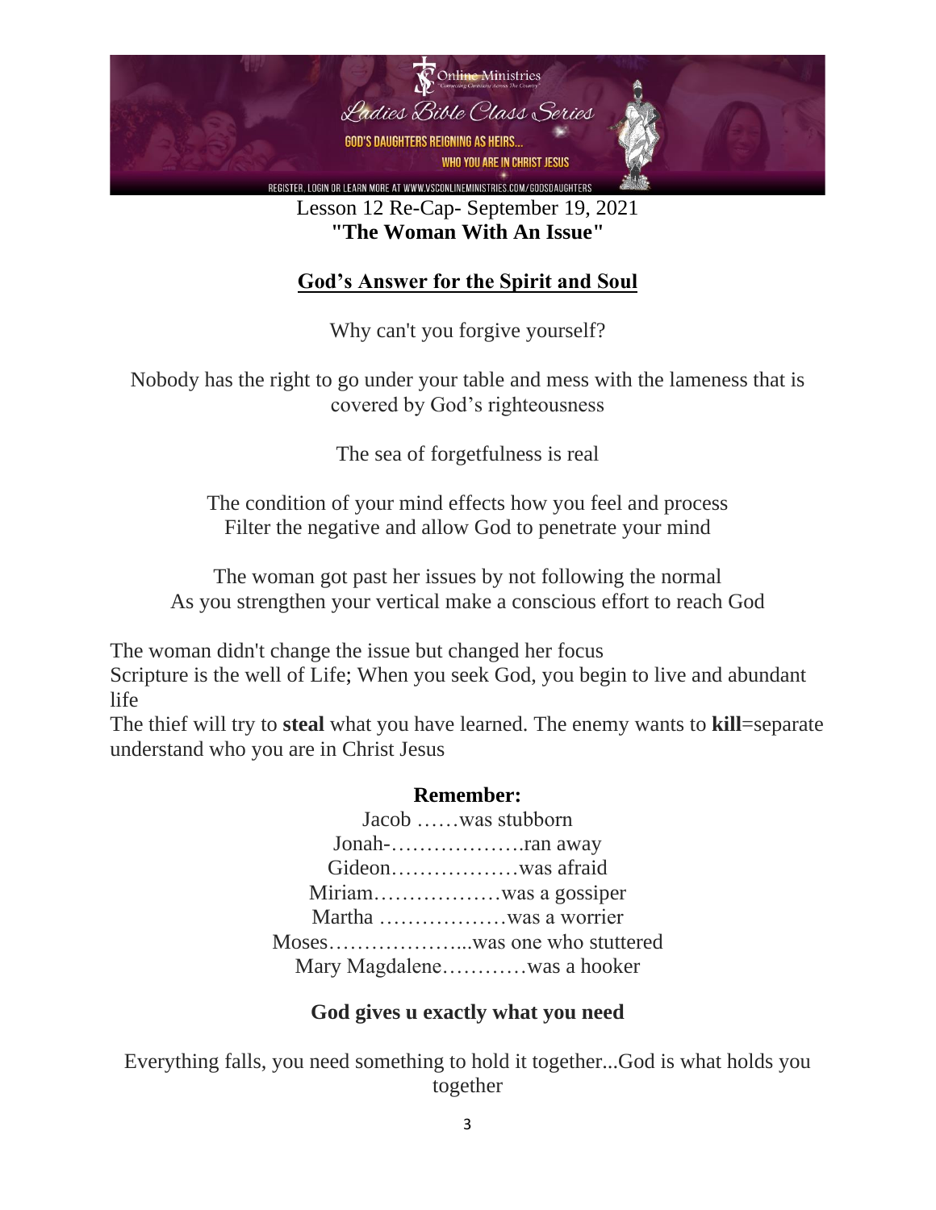Lesson 12 Re-Cap- September 19, 2021

**"The Woman With An Issue"**

## God's Answer for the Spirit and Soul

Why can't you forgive yourself?

Nobody has the right to go under your table and mess with the lameness that is covered by God's righteousness

The sea of forgetfulness is real

The condition of your mind effects how you feel and process
Filter the negative and allow God to penetrate your mind

The woman got past her issues by not following the normal
As you strengthen your vertical make a conscious effort to reach God

The woman didn't change the issue but changed her focus
Scripture is the well of Life; When you seek God, you begin to live and abundant life
The thief will try to **steal** what you have learned. The enemy wants to **kill**=separate understand who you are in Christ Jesus

**Remember:**

Jacob ……was stubborn
Jonah-……………….ran away
Gideon………………was afraid
Miriam………………was a gossiper
Martha ………………was a worrier
Moses………………...was one who stuttered
Mary Magdalene…………was a hooker

**God gives u exactly what you need**

Everything falls, you need something to hold it together...God is what holds you together